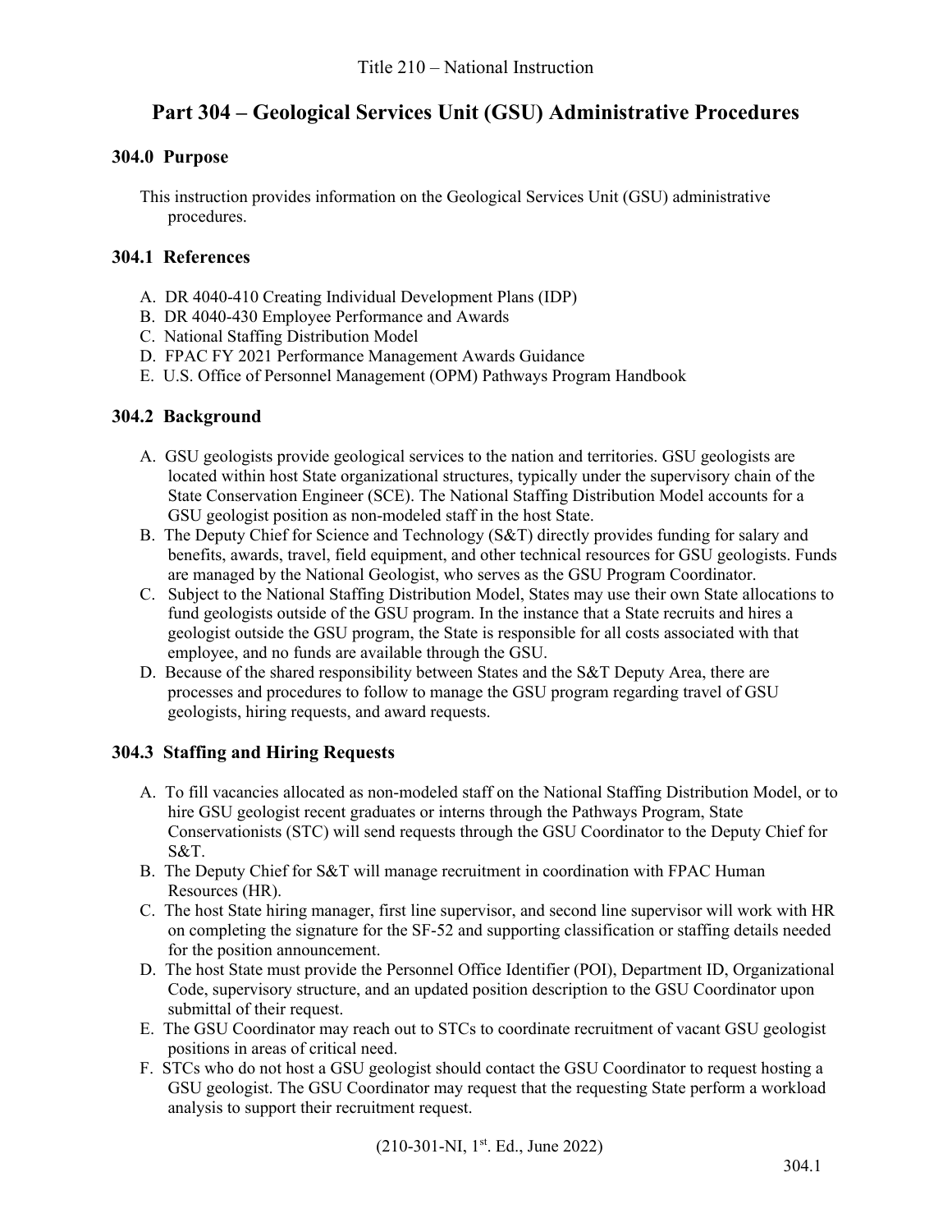Title 210 – National Instruction

# Part 304 – Geological Services Unit (GSU) Administrative Procedures

## 304.0 Purpose

This instruction provides information on the Geological Services Unit (GSU) administrative procedures.

## 304.1 References

A. DR 4040-410 Creating Individual Development Plans (IDP)
B. DR 4040-430 Employee Performance and Awards
C. National Staffing Distribution Model
D. FPAC FY 2021 Performance Management Awards Guidance
E. U.S. Office of Personnel Management (OPM) Pathways Program Handbook

## 304.2 Background

A. GSU geologists provide geological services to the nation and territories. GSU geologists are located within host State organizational structures, typically under the supervisory chain of the State Conservation Engineer (SCE). The National Staffing Distribution Model accounts for a GSU geologist position as non-modeled staff in the host State.
B. The Deputy Chief for Science and Technology (S&T) directly provides funding for salary and benefits, awards, travel, field equipment, and other technical resources for GSU geologists. Funds are managed by the National Geologist, who serves as the GSU Program Coordinator.
C. Subject to the National Staffing Distribution Model, States may use their own State allocations to fund geologists outside of the GSU program. In the instance that a State recruits and hires a geologist outside the GSU program, the State is responsible for all costs associated with that employee, and no funds are available through the GSU.
D. Because of the shared responsibility between States and the S&T Deputy Area, there are processes and procedures to follow to manage the GSU program regarding travel of GSU geologists, hiring requests, and award requests.

## 304.3 Staffing and Hiring Requests

A. To fill vacancies allocated as non-modeled staff on the National Staffing Distribution Model, or to hire GSU geologist recent graduates or interns through the Pathways Program, State Conservationists (STC) will send requests through the GSU Coordinator to the Deputy Chief for S&T.
B. The Deputy Chief for S&T will manage recruitment in coordination with FPAC Human Resources (HR).
C. The host State hiring manager, first line supervisor, and second line supervisor will work with HR on completing the signature for the SF-52 and supporting classification or staffing details needed for the position announcement.
D. The host State must provide the Personnel Office Identifier (POI), Department ID, Organizational Code, supervisory structure, and an updated position description to the GSU Coordinator upon submittal of their request.
E. The GSU Coordinator may reach out to STCs to coordinate recruitment of vacant GSU geologist positions in areas of critical need.
F. STCs who do not host a GSU geologist should contact the GSU Coordinator to request hosting a GSU geologist. The GSU Coordinator may request that the requesting State perform a workload analysis to support their recruitment request.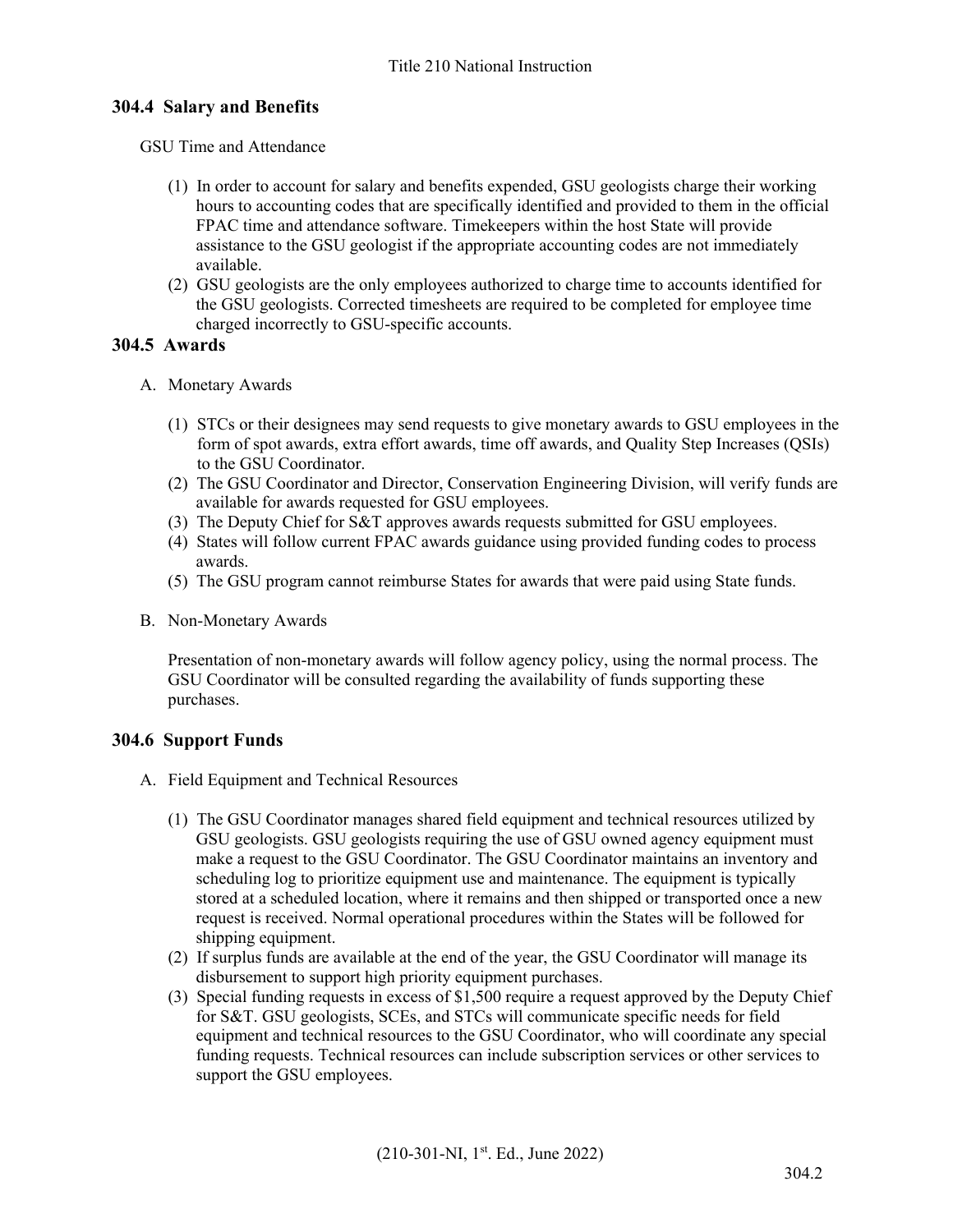## 304.4 Salary and Benefits

GSU Time and Attendance

(1) In order to account for salary and benefits expended, GSU geologists charge their working hours to accounting codes that are specifically identified and provided to them in the official FPAC time and attendance software. Timekeepers within the host State will provide assistance to the GSU geologist if the appropriate accounting codes are not immediately available.

(2) GSU geologists are the only employees authorized to charge time to accounts identified for the GSU geologists. Corrected timesheets are required to be completed for employee time charged incorrectly to GSU-specific accounts.

## 304.5 Awards

A. Monetary Awards

(1) STCs or their designees may send requests to give monetary awards to GSU employees in the form of spot awards, extra effort awards, time off awards, and Quality Step Increases (QSIs) to the GSU Coordinator.

(2) The GSU Coordinator and Director, Conservation Engineering Division, will verify funds are available for awards requested for GSU employees.

(3) The Deputy Chief for S&T approves awards requests submitted for GSU employees.

(4) States will follow current FPAC awards guidance using provided funding codes to process awards.

(5) The GSU program cannot reimburse States for awards that were paid using State funds.

B. Non-Monetary Awards

Presentation of non-monetary awards will follow agency policy, using the normal process. The GSU Coordinator will be consulted regarding the availability of funds supporting these purchases.

## 304.6 Support Funds

A. Field Equipment and Technical Resources

(1) The GSU Coordinator manages shared field equipment and technical resources utilized by GSU geologists. GSU geologists requiring the use of GSU owned agency equipment must make a request to the GSU Coordinator. The GSU Coordinator maintains an inventory and scheduling log to prioritize equipment use and maintenance. The equipment is typically stored at a scheduled location, where it remains and then shipped or transported once a new request is received. Normal operational procedures within the States will be followed for shipping equipment.

(2) If surplus funds are available at the end of the year, the GSU Coordinator will manage its disbursement to support high priority equipment purchases.

(3) Special funding requests in excess of $1,500 require a request approved by the Deputy Chief for S&T. GSU geologists, SCEs, and STCs will communicate specific needs for field equipment and technical resources to the GSU Coordinator, who will coordinate any special funding requests. Technical resources can include subscription services or other services to support the GSU employees.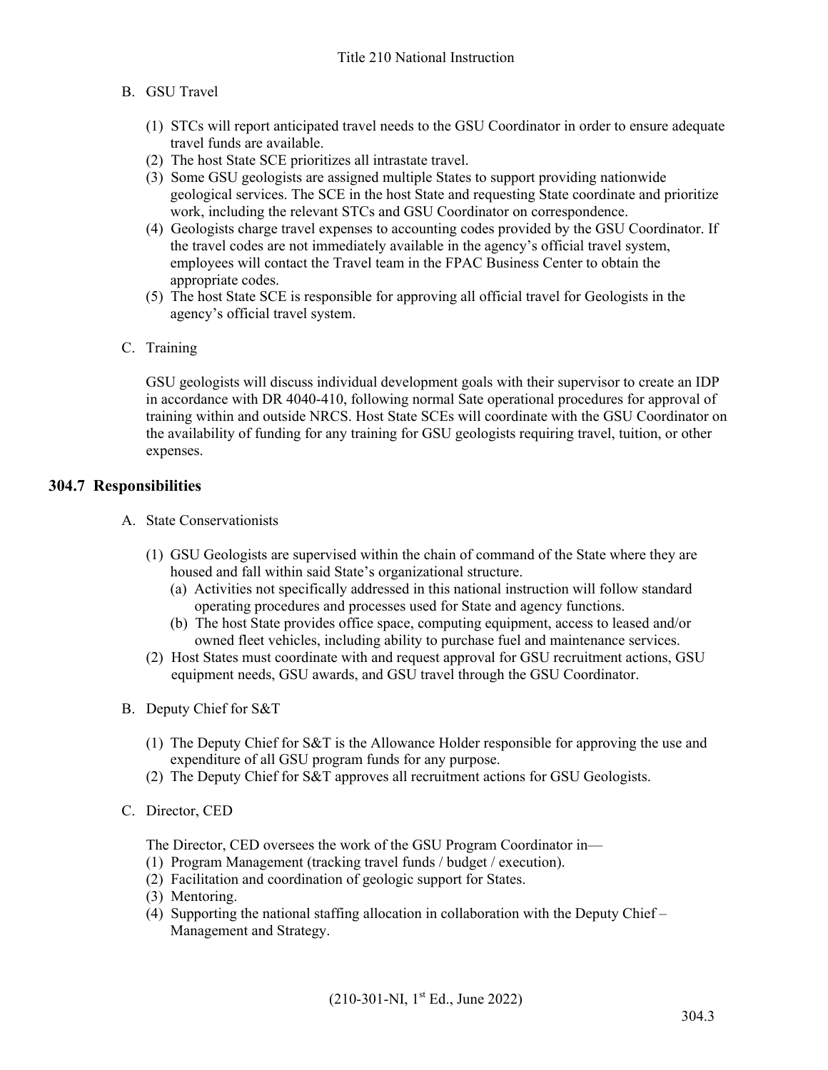B. GSU Travel

(1) STCs will report anticipated travel needs to the GSU Coordinator in order to ensure adequate travel funds are available.
(2) The host State SCE prioritizes all intrastate travel.
(3) Some GSU geologists are assigned multiple States to support providing nationwide geological services. The SCE in the host State and requesting State coordinate and prioritize work, including the relevant STCs and GSU Coordinator on correspondence.
(4) Geologists charge travel expenses to accounting codes provided by the GSU Coordinator. If the travel codes are not immediately available in the agency's official travel system, employees will contact the Travel team in the FPAC Business Center to obtain the appropriate codes.
(5) The host State SCE is responsible for approving all official travel for Geologists in the agency's official travel system.

C. Training

GSU geologists will discuss individual development goals with their supervisor to create an IDP in accordance with DR 4040-410, following normal Sate operational procedures for approval of training within and outside NRCS. Host State SCEs will coordinate with the GSU Coordinator on the availability of funding for any training for GSU geologists requiring travel, tuition, or other expenses.

## 304.7 Responsibilities

A. State Conservationists

(1) GSU Geologists are supervised within the chain of command of the State where they are housed and fall within said State's organizational structure.
   (a) Activities not specifically addressed in this national instruction will follow standard operating procedures and processes used for State and agency functions.
   (b) The host State provides office space, computing equipment, access to leased and/or owned fleet vehicles, including ability to purchase fuel and maintenance services.
(2) Host States must coordinate with and request approval for GSU recruitment actions, GSU equipment needs, GSU awards, and GSU travel through the GSU Coordinator.

B. Deputy Chief for S&T

(1) The Deputy Chief for S&T is the Allowance Holder responsible for approving the use and expenditure of all GSU program funds for any purpose.
(2) The Deputy Chief for S&T approves all recruitment actions for GSU Geologists.

C. Director, CED

The Director, CED oversees the work of the GSU Program Coordinator in—
(1) Program Management (tracking travel funds / budget / execution).
(2) Facilitation and coordination of geologic support for States.
(3) Mentoring.
(4) Supporting the national staffing allocation in collaboration with the Deputy Chief – Management and Strategy.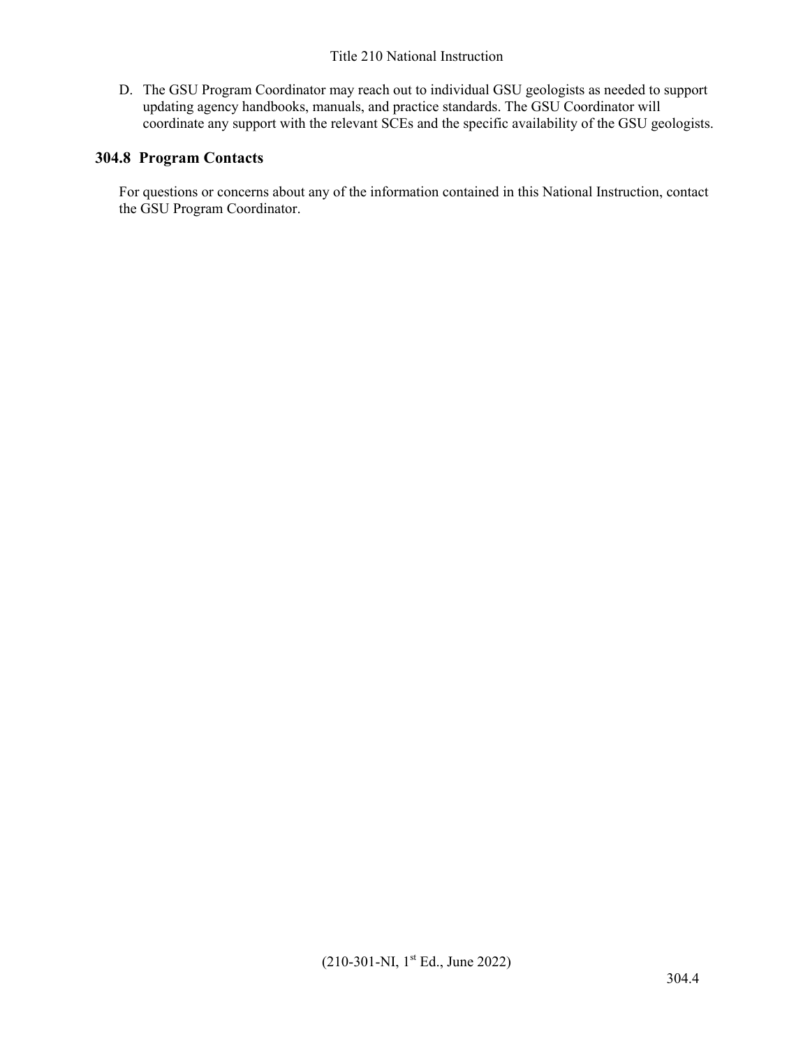D. The GSU Program Coordinator may reach out to individual GSU geologists as needed to support updating agency handbooks, manuals, and practice standards. The GSU Coordinator will coordinate any support with the relevant SCEs and the specific availability of the GSU geologists.

## 304.8 Program Contacts

For questions or concerns about any of the information contained in this National Instruction, contact the GSU Program Coordinator.